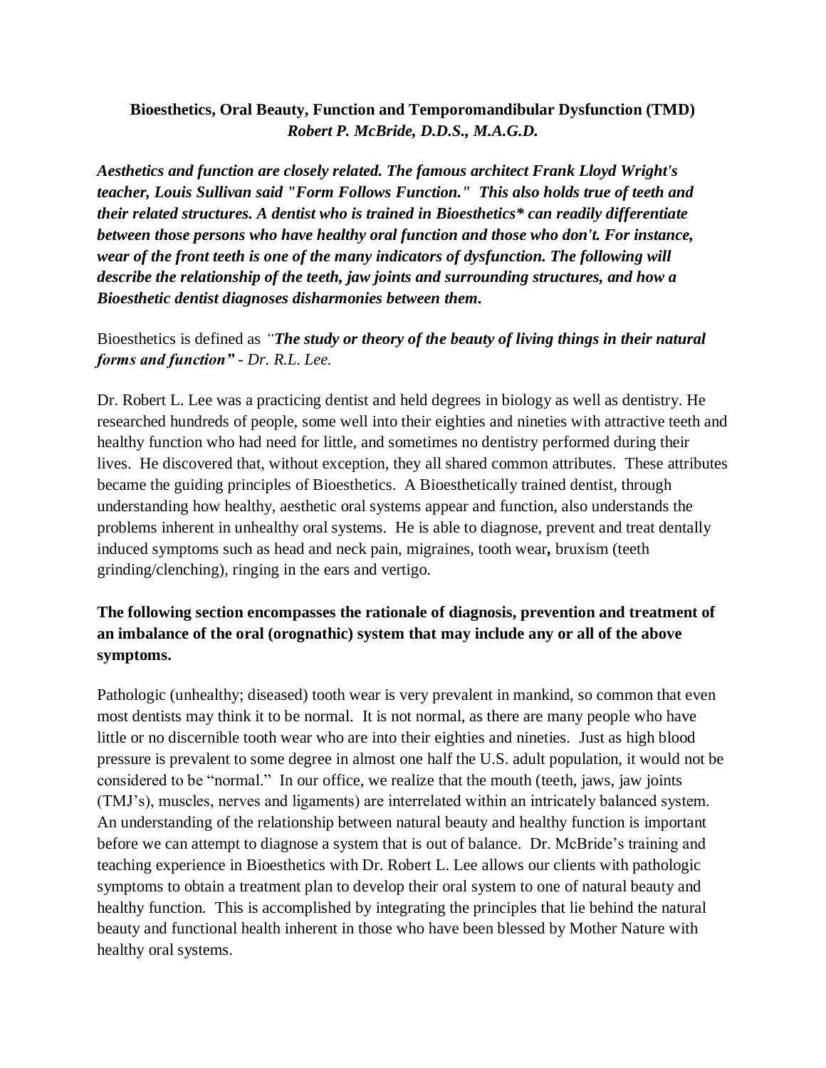**Bioesthetics, Oral Beauty, Function and Temporomandibular Dysfunction (TMD)**
***Robert P. McBride, D.D.S., M.A.G.D.***

***Aesthetics and function are closely related. The famous architect Frank Lloyd Wright's teacher, Louis Sullivan said "Form Follows Function." This also holds true of teeth and their related structures. A dentist who is trained in Bioesthetics* can readily differentiate between those persons who have healthy oral function and those who don't. For instance, wear of the front teeth is one of the many indicators of dysfunction. The following will describe the relationship of the teeth, jaw joints and surrounding structures, and how a Bioesthetic dentist diagnoses disharmonies between them.***

Bioesthetics is defined as *"**The study or theory of the beauty of living things in their natural forms and function"** - Dr. R.L. Lee.*

Dr. Robert L. Lee was a practicing dentist and held degrees in biology as well as dentistry. He researched hundreds of people, some well into their eighties and nineties with attractive teeth and healthy function who had need for little, and sometimes no dentistry performed during their lives. He discovered that, without exception, they all shared common attributes. These attributes became the guiding principles of Bioesthetics. A Bioesthetically trained dentist, through understanding how healthy, aesthetic oral systems appear and function, also understands the problems inherent in unhealthy oral systems. He is able to diagnose, prevent and treat dentally induced symptoms such as head and neck pain, migraines, tooth wear**,** bruxism (teeth grinding/clenching), ringing in the ears and vertigo.

**The following section encompasses the rationale of diagnosis, prevention and treatment of an imbalance of the oral (orognathic) system that may include any or all of the above symptoms.**

Pathologic (unhealthy; diseased) tooth wear is very prevalent in mankind, so common that even most dentists may think it to be normal. It is not normal, as there are many people who have little or no discernible tooth wear who are into their eighties and nineties. Just as high blood pressure is prevalent to some degree in almost one half the U.S. adult population, it would not be considered to be "normal." In our office, we realize that the mouth (teeth, jaws, jaw joints (TMJ's), muscles, nerves and ligaments) are interrelated within an intricately balanced system. An understanding of the relationship between natural beauty and healthy function is important before we can attempt to diagnose a system that is out of balance. Dr. McBride's training and teaching experience in Bioesthetics with Dr. Robert L. Lee allows our clients with pathologic symptoms to obtain a treatment plan to develop their oral system to one of natural beauty and healthy function. This is accomplished by integrating the principles that lie behind the natural beauty and functional health inherent in those who have been blessed by Mother Nature with healthy oral systems.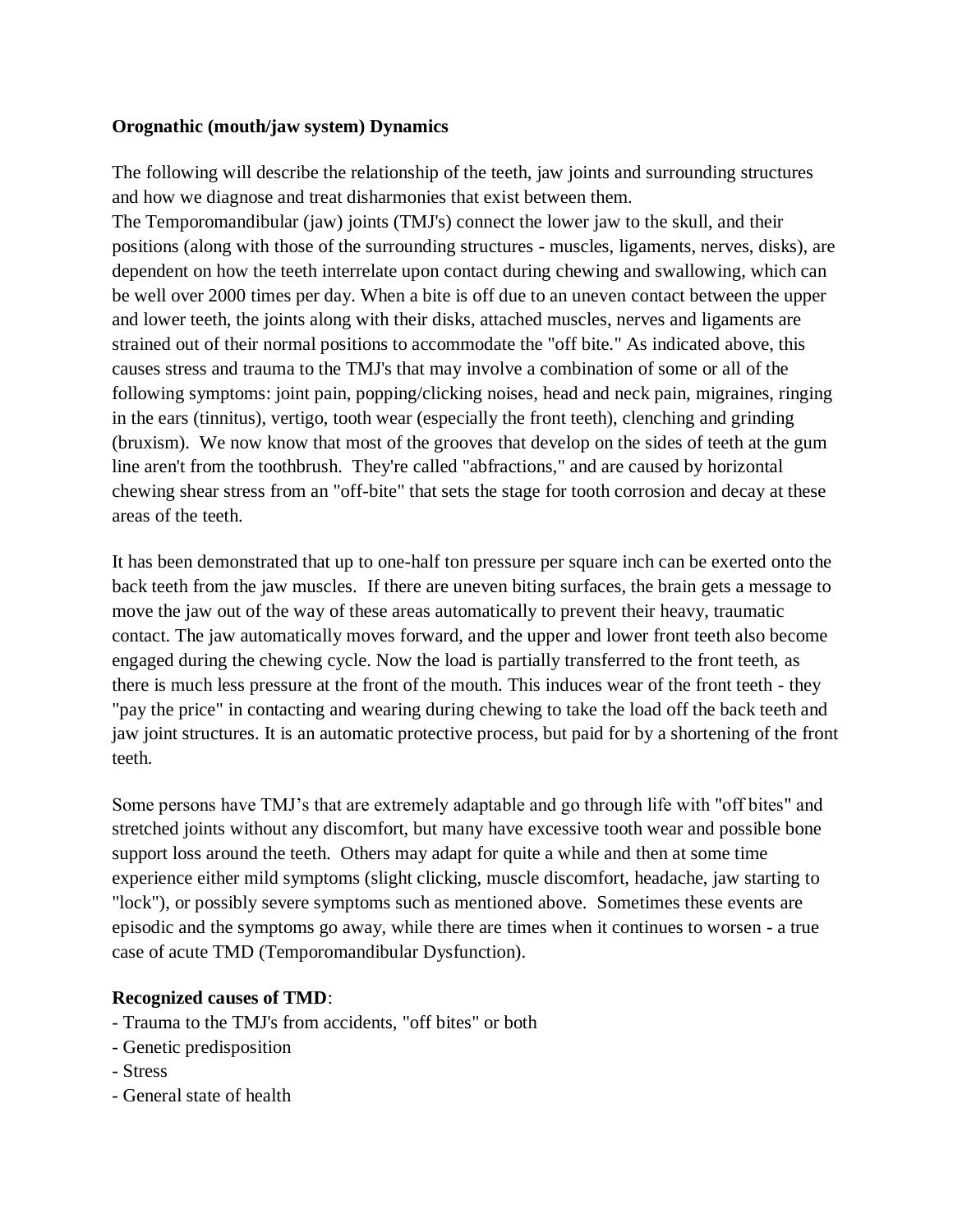**Orognathic (mouth/jaw system) Dynamics**

The following will describe the relationship of the teeth, jaw joints and surrounding structures and how we diagnose and treat disharmonies that exist between them.
The Temporomandibular (jaw) joints (TMJ's) connect the lower jaw to the skull, and their positions (along with those of the surrounding structures - muscles, ligaments, nerves, disks), are dependent on how the teeth interrelate upon contact during chewing and swallowing, which can be well over 2000 times per day. When a bite is off due to an uneven contact between the upper and lower teeth, the joints along with their disks, attached muscles, nerves and ligaments are strained out of their normal positions to accommodate the "off bite." As indicated above, this causes stress and trauma to the TMJ's that may involve a combination of some or all of the following symptoms: joint pain, popping/clicking noises, head and neck pain, migraines, ringing in the ears (tinnitus), vertigo, tooth wear (especially the front teeth), clenching and grinding (bruxism). We now know that most of the grooves that develop on the sides of teeth at the gum line aren't from the toothbrush. They're called "abfractions," and are caused by horizontal chewing shear stress from an "off-bite" that sets the stage for tooth corrosion and decay at these areas of the teeth.

It has been demonstrated that up to one-half ton pressure per square inch can be exerted onto the back teeth from the jaw muscles. If there are uneven biting surfaces, the brain gets a message to move the jaw out of the way of these areas automatically to prevent their heavy, traumatic contact. The jaw automatically moves forward, and the upper and lower front teeth also become engaged during the chewing cycle. Now the load is partially transferred to the front teeth, as there is much less pressure at the front of the mouth. This induces wear of the front teeth - they "pay the price" in contacting and wearing during chewing to take the load off the back teeth and jaw joint structures. It is an automatic protective process, but paid for by a shortening of the front teeth.

Some persons have TMJ's that are extremely adaptable and go through life with "off bites" and stretched joints without any discomfort, but many have excessive tooth wear and possible bone support loss around the teeth. Others may adapt for quite a while and then at some time experience either mild symptoms (slight clicking, muscle discomfort, headache, jaw starting to "lock"), or possibly severe symptoms such as mentioned above. Sometimes these events are episodic and the symptoms go away, while there are times when it continues to worsen - a true case of acute TMD (Temporomandibular Dysfunction).

**Recognized causes of TMD**:

- Trauma to the TMJ's from accidents, "off bites" or both
- Genetic predisposition
- Stress
- General state of health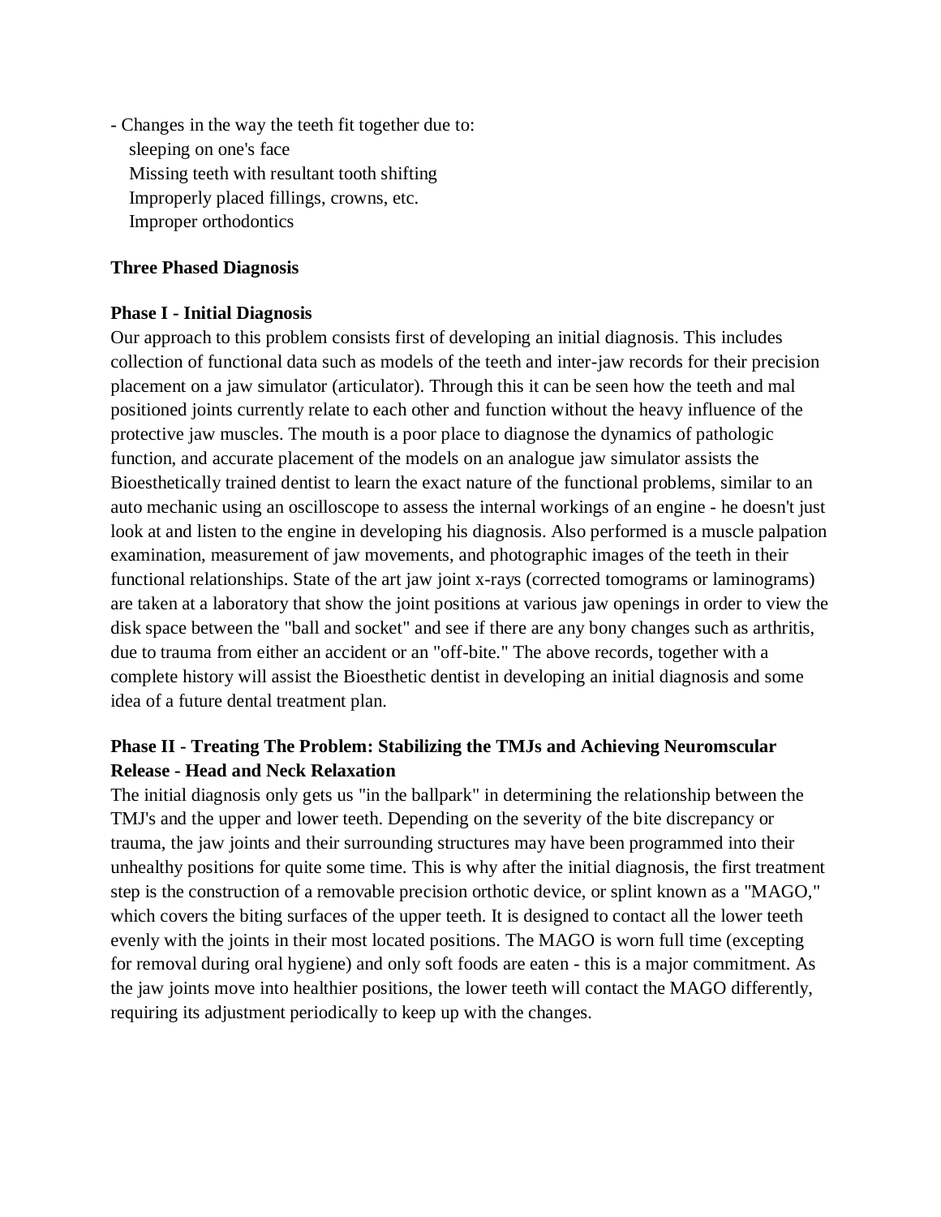- Changes in the way the teeth fit together due to:
    - sleeping on one's face
    - Missing teeth with resultant tooth shifting
    - Improperly placed fillings, crowns, etc.
    - Improper orthodontics

**Three Phased Diagnosis**

**Phase I - Initial Diagnosis**

Our approach to this problem consists first of developing an initial diagnosis. This includes collection of functional data such as models of the teeth and inter-jaw records for their precision placement on a jaw simulator (articulator). Through this it can be seen how the teeth and mal positioned joints currently relate to each other and function without the heavy influence of the protective jaw muscles. The mouth is a poor place to diagnose the dynamics of pathologic function, and accurate placement of the models on an analogue jaw simulator assists the Bioesthetically trained dentist to learn the exact nature of the functional problems, similar to an auto mechanic using an oscilloscope to assess the internal workings of an engine - he doesn't just look at and listen to the engine in developing his diagnosis. Also performed is a muscle palpation examination, measurement of jaw movements, and photographic images of the teeth in their functional relationships. State of the art jaw joint x-rays (corrected tomograms or laminograms) are taken at a laboratory that show the joint positions at various jaw openings in order to view the disk space between the "ball and socket" and see if there are any bony changes such as arthritis, due to trauma from either an accident or an "off-bite." The above records, together with a complete history will assist the Bioesthetic dentist in developing an initial diagnosis and some idea of a future dental treatment plan.

**Phase II - Treating The Problem: Stabilizing the TMJs and Achieving Neuromscular Release - Head and Neck Relaxation**

The initial diagnosis only gets us "in the ballpark" in determining the relationship between the TMJ's and the upper and lower teeth. Depending on the severity of the bite discrepancy or trauma, the jaw joints and their surrounding structures may have been programmed into their unhealthy positions for quite some time. This is why after the initial diagnosis, the first treatment step is the construction of a removable precision orthotic device, or splint known as a "MAGO," which covers the biting surfaces of the upper teeth. It is designed to contact all the lower teeth evenly with the joints in their most located positions. The MAGO is worn full time (excepting for removal during oral hygiene) and only soft foods are eaten - this is a major commitment. As the jaw joints move into healthier positions, the lower teeth will contact the MAGO differently, requiring its adjustment periodically to keep up with the changes.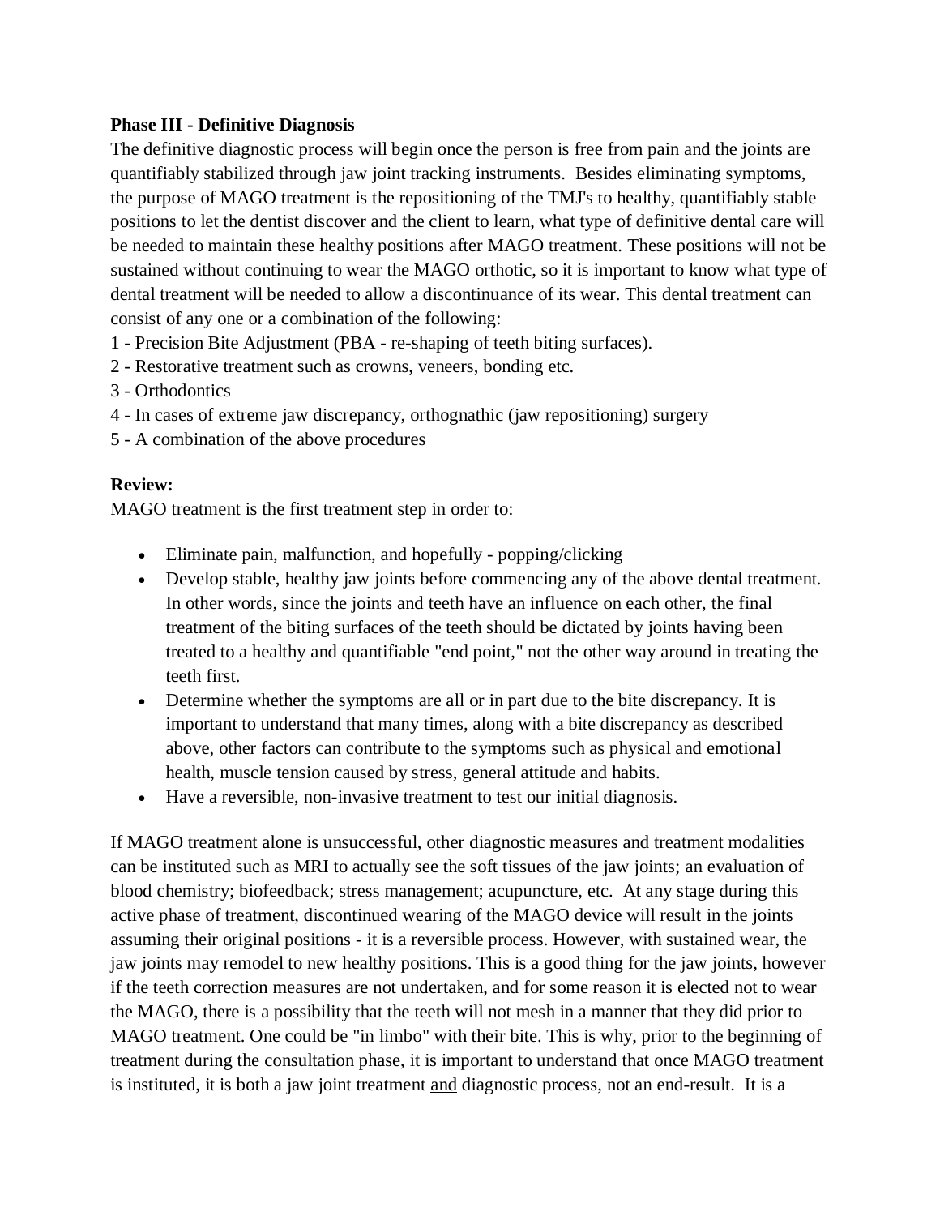**Phase III - Definitive Diagnosis**

The definitive diagnostic process will begin once the person is free from pain and the joints are quantifiably stabilized through jaw joint tracking instruments. Besides eliminating symptoms, the purpose of MAGO treatment is the repositioning of the TMJ's to healthy, quantifiably stable positions to let the dentist discover and the client to learn, what type of definitive dental care will be needed to maintain these healthy positions after MAGO treatment. These positions will not be sustained without continuing to wear the MAGO orthotic, so it is important to know what type of dental treatment will be needed to allow a discontinuance of its wear. This dental treatment can consist of any one or a combination of the following:

1 - Precision Bite Adjustment (PBA - re-shaping of teeth biting surfaces).
2 - Restorative treatment such as crowns, veneers, bonding etc.
3 - Orthodontics
4 - In cases of extreme jaw discrepancy, orthognathic (jaw repositioning) surgery
5 - A combination of the above procedures

**Review:**

MAGO treatment is the first treatment step in order to:

- Eliminate pain, malfunction, and hopefully - popping/clicking
- Develop stable, healthy jaw joints before commencing any of the above dental treatment. In other words, since the joints and teeth have an influence on each other, the final treatment of the biting surfaces of the teeth should be dictated by joints having been treated to a healthy and quantifiable "end point," not the other way around in treating the teeth first.
- Determine whether the symptoms are all or in part due to the bite discrepancy. It is important to understand that many times, along with a bite discrepancy as described above, other factors can contribute to the symptoms such as physical and emotional health, muscle tension caused by stress, general attitude and habits.
- Have a reversible, non-invasive treatment to test our initial diagnosis.

If MAGO treatment alone is unsuccessful, other diagnostic measures and treatment modalities can be instituted such as MRI to actually see the soft tissues of the jaw joints; an evaluation of blood chemistry; biofeedback; stress management; acupuncture, etc. At any stage during this active phase of treatment, discontinued wearing of the MAGO device will result in the joints assuming their original positions - it is a reversible process. However, with sustained wear, the jaw joints may remodel to new healthy positions. This is a good thing for the jaw joints, however if the teeth correction measures are not undertaken, and for some reason it is elected not to wear the MAGO, there is a possibility that the teeth will not mesh in a manner that they did prior to MAGO treatment. One could be "in limbo" with their bite. This is why, prior to the beginning of treatment during the consultation phase, it is important to understand that once MAGO treatment is instituted, it is both a jaw joint treatment <u>and</u> diagnostic process, not an end-result. It is a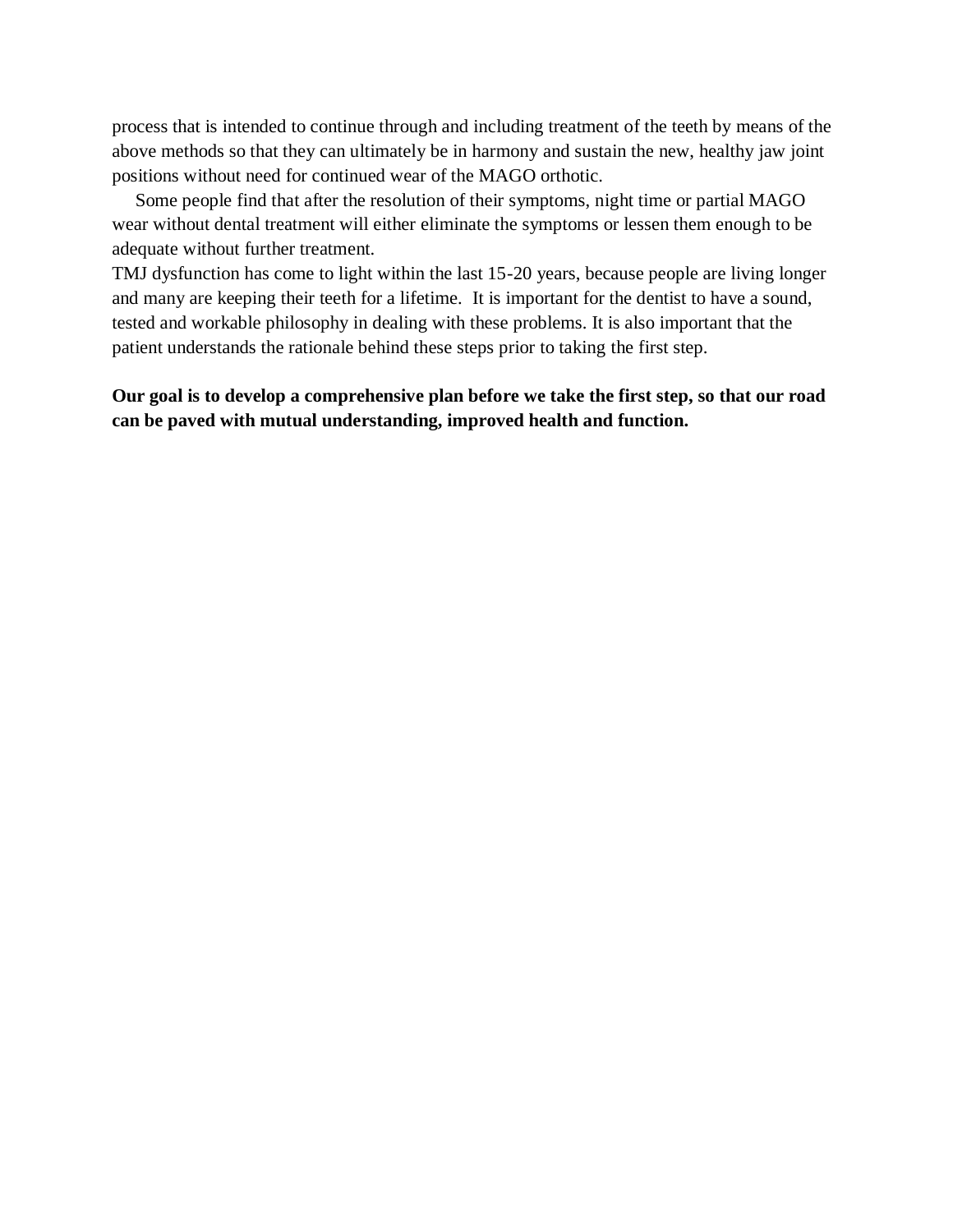process that is intended to continue through and including treatment of the teeth by means of the above methods so that they can ultimately be in harmony and sustain the new, healthy jaw joint positions without need for continued wear of the MAGO orthotic.

Some people find that after the resolution of their symptoms, night time or partial MAGO wear without dental treatment will either eliminate the symptoms or lessen them enough to be adequate without further treatment.

TMJ dysfunction has come to light within the last 15-20 years, because people are living longer and many are keeping their teeth for a lifetime. It is important for the dentist to have a sound, tested and workable philosophy in dealing with these problems. It is also important that the patient understands the rationale behind these steps prior to taking the first step.

**Our goal is to develop a comprehensive plan before we take the first step, so that our road can be paved with mutual understanding, improved health and function.**